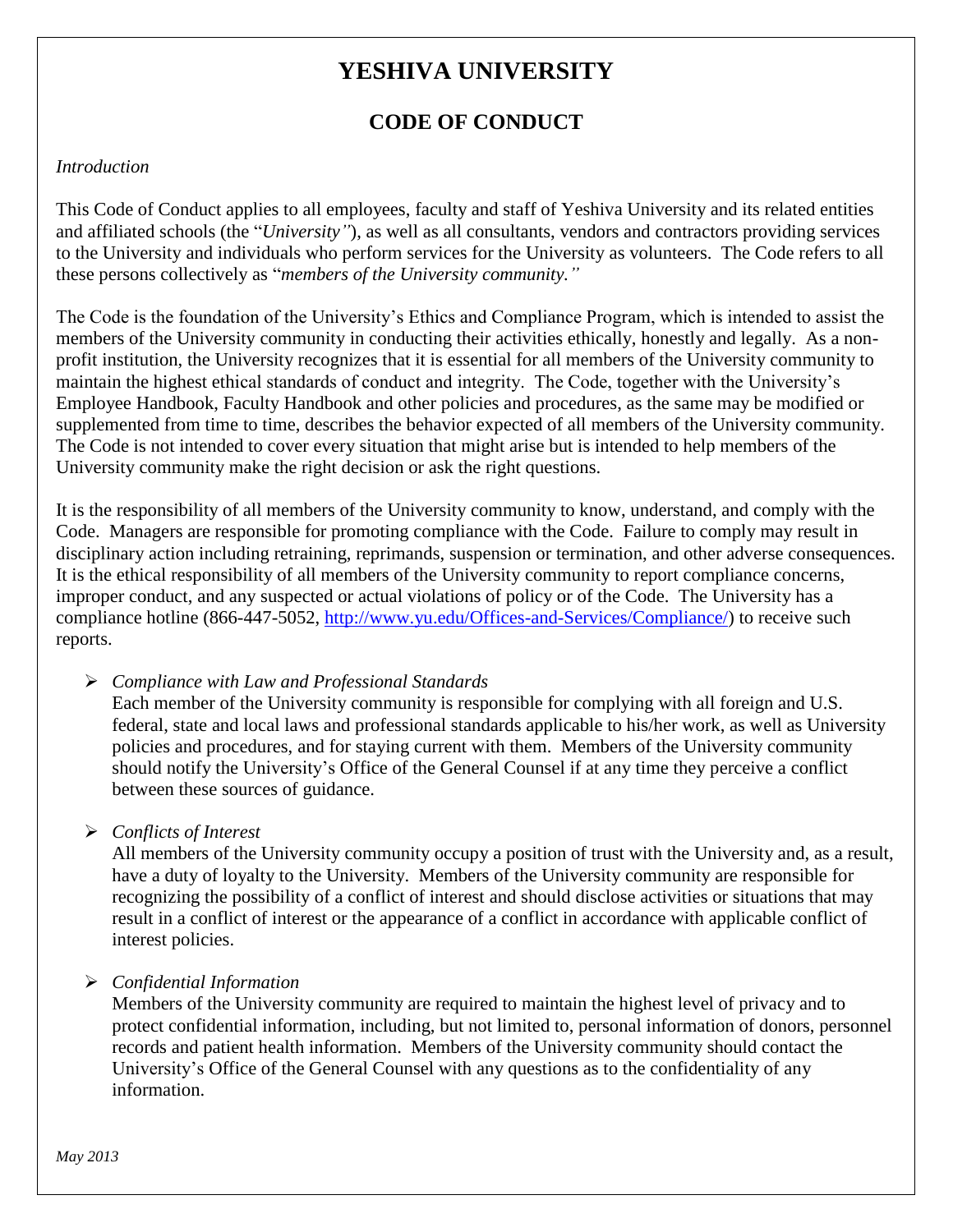# YESHIVA UNIVERSITY

## CODE OF CONDUCT

*Introduction*

This Code of Conduct applies to all employees, faculty and staff of Yeshiva University and its related entities and affiliated schools (the "*University"*), as well as all consultants, vendors and contractors providing services to the University and individuals who perform services for the University as volunteers. The Code refers to all these persons collectively as "*members of the University community."*

The Code is the foundation of the University's Ethics and Compliance Program, which is intended to assist the members of the University community in conducting their activities ethically, honestly and legally. As a non-profit institution, the University recognizes that it is essential for all members of the University community to maintain the highest ethical standards of conduct and integrity. The Code, together with the University's Employee Handbook, Faculty Handbook and other policies and procedures, as the same may be modified or supplemented from time to time, describes the behavior expected of all members of the University community. The Code is not intended to cover every situation that might arise but is intended to help members of the University community make the right decision or ask the right questions.

It is the responsibility of all members of the University community to know, understand, and comply with the Code. Managers are responsible for promoting compliance with the Code. Failure to comply may result in disciplinary action including retraining, reprimands, suspension or termination, and other adverse consequences. It is the ethical responsibility of all members of the University community to report compliance concerns, improper conduct, and any suspected or actual violations of policy or of the Code. The University has a compliance hotline (866-447-5052, http://www.yu.edu/Offices-and-Services/Compliance/) to receive such reports.

- *Compliance with Law and Professional Standards*
  Each member of the University community is responsible for complying with all foreign and U.S. federal, state and local laws and professional standards applicable to his/her work, as well as University policies and procedures, and for staying current with them. Members of the University community should notify the University's Office of the General Counsel if at any time they perceive a conflict between these sources of guidance.

- *Conflicts of Interest*
  All members of the University community occupy a position of trust with the University and, as a result, have a duty of loyalty to the University. Members of the University community are responsible for recognizing the possibility of a conflict of interest and should disclose activities or situations that may result in a conflict of interest or the appearance of a conflict in accordance with applicable conflict of interest policies.

- *Confidential Information*
  Members of the University community are required to maintain the highest level of privacy and to protect confidential information, including, but not limited to, personal information of donors, personnel records and patient health information. Members of the University community should contact the University's Office of the General Counsel with any questions as to the confidentiality of any information.

*May 2013*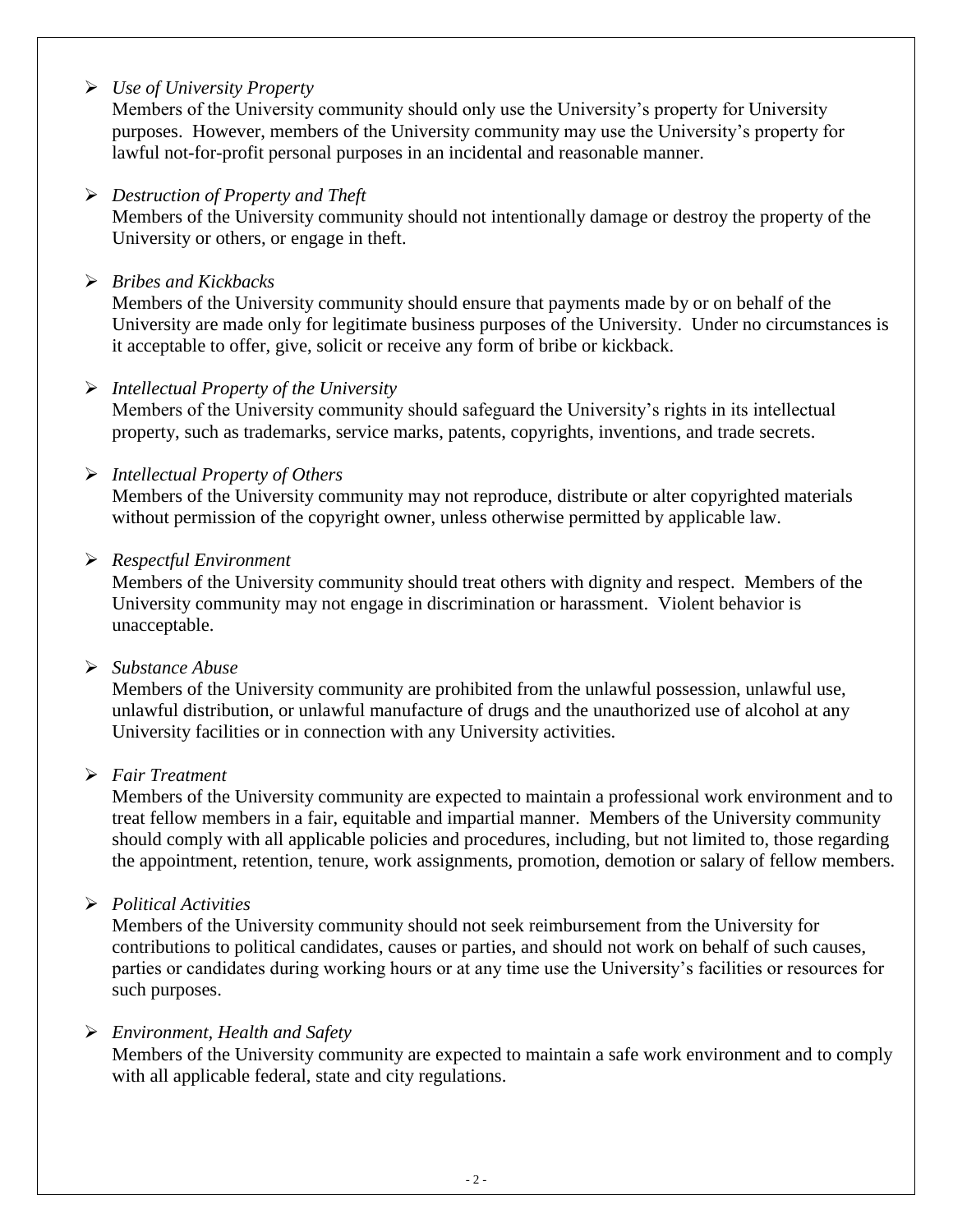- *Use of University Property*

  Members of the University community should only use the University's property for University purposes. However, members of the University community may use the University's property for lawful not-for-profit personal purposes in an incidental and reasonable manner.

- *Destruction of Property and Theft*

  Members of the University community should not intentionally damage or destroy the property of the University or others, or engage in theft.

- *Bribes and Kickbacks*

  Members of the University community should ensure that payments made by or on behalf of the University are made only for legitimate business purposes of the University. Under no circumstances is it acceptable to offer, give, solicit or receive any form of bribe or kickback.

- *Intellectual Property of the University*

  Members of the University community should safeguard the University's rights in its intellectual property, such as trademarks, service marks, patents, copyrights, inventions, and trade secrets.

- *Intellectual Property of Others*

  Members of the University community may not reproduce, distribute or alter copyrighted materials without permission of the copyright owner, unless otherwise permitted by applicable law.

- *Respectful Environment*

  Members of the University community should treat others with dignity and respect. Members of the University community may not engage in discrimination or harassment. Violent behavior is unacceptable.

- *Substance Abuse*

  Members of the University community are prohibited from the unlawful possession, unlawful use, unlawful distribution, or unlawful manufacture of drugs and the unauthorized use of alcohol at any University facilities or in connection with any University activities.

- *Fair Treatment*

  Members of the University community are expected to maintain a professional work environment and to treat fellow members in a fair, equitable and impartial manner. Members of the University community should comply with all applicable policies and procedures, including, but not limited to, those regarding the appointment, retention, tenure, work assignments, promotion, demotion or salary of fellow members.

- *Political Activities*

  Members of the University community should not seek reimbursement from the University for contributions to political candidates, causes or parties, and should not work on behalf of such causes, parties or candidates during working hours or at any time use the University's facilities or resources for such purposes.

- *Environment, Health and Safety*

  Members of the University community are expected to maintain a safe work environment and to comply with all applicable federal, state and city regulations.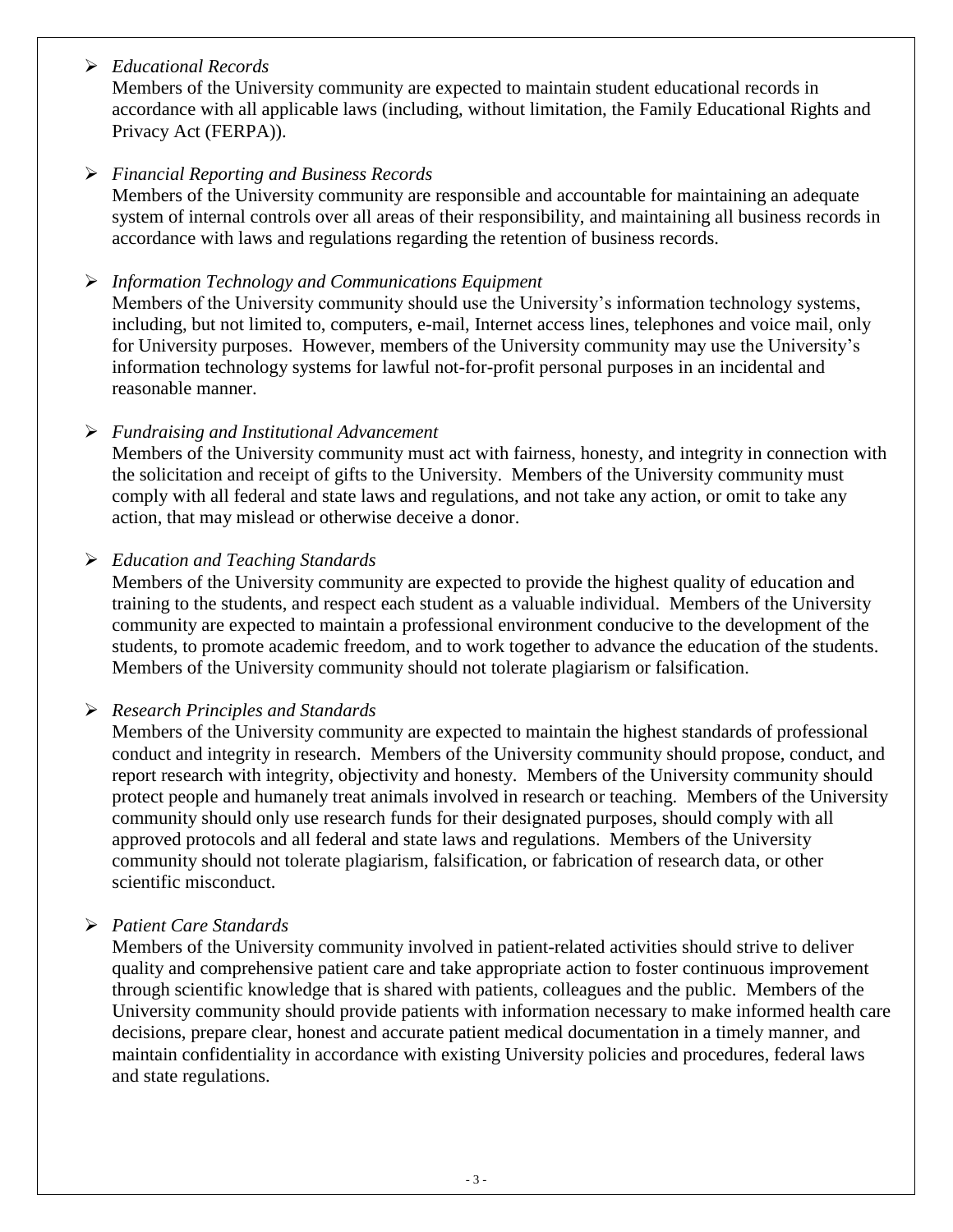- *Educational Records*

  Members of the University community are expected to maintain student educational records in accordance with all applicable laws (including, without limitation, the Family Educational Rights and Privacy Act (FERPA)).

- *Financial Reporting and Business Records*

  Members of the University community are responsible and accountable for maintaining an adequate system of internal controls over all areas of their responsibility, and maintaining all business records in accordance with laws and regulations regarding the retention of business records.

- *Information Technology and Communications Equipment*

  Members of the University community should use the University's information technology systems, including, but not limited to, computers, e-mail, Internet access lines, telephones and voice mail, only for University purposes. However, members of the University community may use the University's information technology systems for lawful not-for-profit personal purposes in an incidental and reasonable manner.

- *Fundraising and Institutional Advancement*

  Members of the University community must act with fairness, honesty, and integrity in connection with the solicitation and receipt of gifts to the University. Members of the University community must comply with all federal and state laws and regulations, and not take any action, or omit to take any action, that may mislead or otherwise deceive a donor.

- *Education and Teaching Standards*

  Members of the University community are expected to provide the highest quality of education and training to the students, and respect each student as a valuable individual. Members of the University community are expected to maintain a professional environment conducive to the development of the students, to promote academic freedom, and to work together to advance the education of the students. Members of the University community should not tolerate plagiarism or falsification.

- *Research Principles and Standards*

  Members of the University community are expected to maintain the highest standards of professional conduct and integrity in research. Members of the University community should propose, conduct, and report research with integrity, objectivity and honesty. Members of the University community should protect people and humanely treat animals involved in research or teaching. Members of the University community should only use research funds for their designated purposes, should comply with all approved protocols and all federal and state laws and regulations. Members of the University community should not tolerate plagiarism, falsification, or fabrication of research data, or other scientific misconduct.

- *Patient Care Standards*

  Members of the University community involved in patient-related activities should strive to deliver quality and comprehensive patient care and take appropriate action to foster continuous improvement through scientific knowledge that is shared with patients, colleagues and the public. Members of the University community should provide patients with information necessary to make informed health care decisions, prepare clear, honest and accurate patient medical documentation in a timely manner, and maintain confidentiality in accordance with existing University policies and procedures, federal laws and state regulations.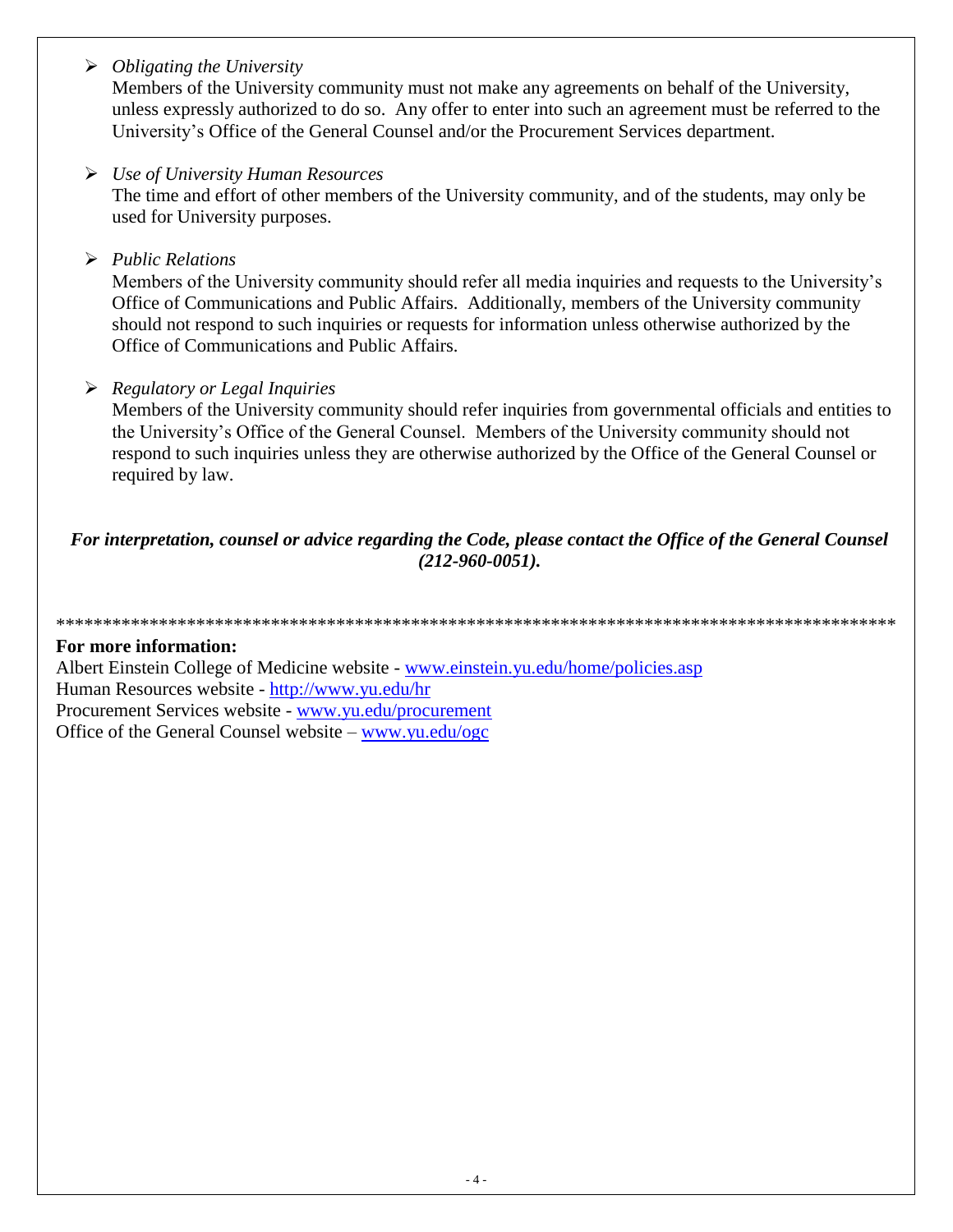- *Obligating the University*
  Members of the University community must not make any agreements on behalf of the University, unless expressly authorized to do so. Any offer to enter into such an agreement must be referred to the University's Office of the General Counsel and/or the Procurement Services department.

- *Use of University Human Resources*
  The time and effort of other members of the University community, and of the students, may only be used for University purposes.

- *Public Relations*
  Members of the University community should refer all media inquiries and requests to the University's Office of Communications and Public Affairs. Additionally, members of the University community should not respond to such inquiries or requests for information unless otherwise authorized by the Office of Communications and Public Affairs.

- *Regulatory or Legal Inquiries*
  Members of the University community should refer inquiries from governmental officials and entities to the University's Office of the General Counsel. Members of the University community should not respond to such inquiries unless they are otherwise authorized by the Office of the General Counsel or required by law.

***For interpretation, counsel or advice regarding the Code, please contact the Office of the General Counsel (212-960-0051).***

******************************************************************************************

**For more information:**

Albert Einstein College of Medicine website - www.einstein.yu.edu/home/policies.asp
Human Resources website - http://www.yu.edu/hr
Procurement Services website - www.yu.edu/procurement
Office of the General Counsel website – www.yu.edu/ogc